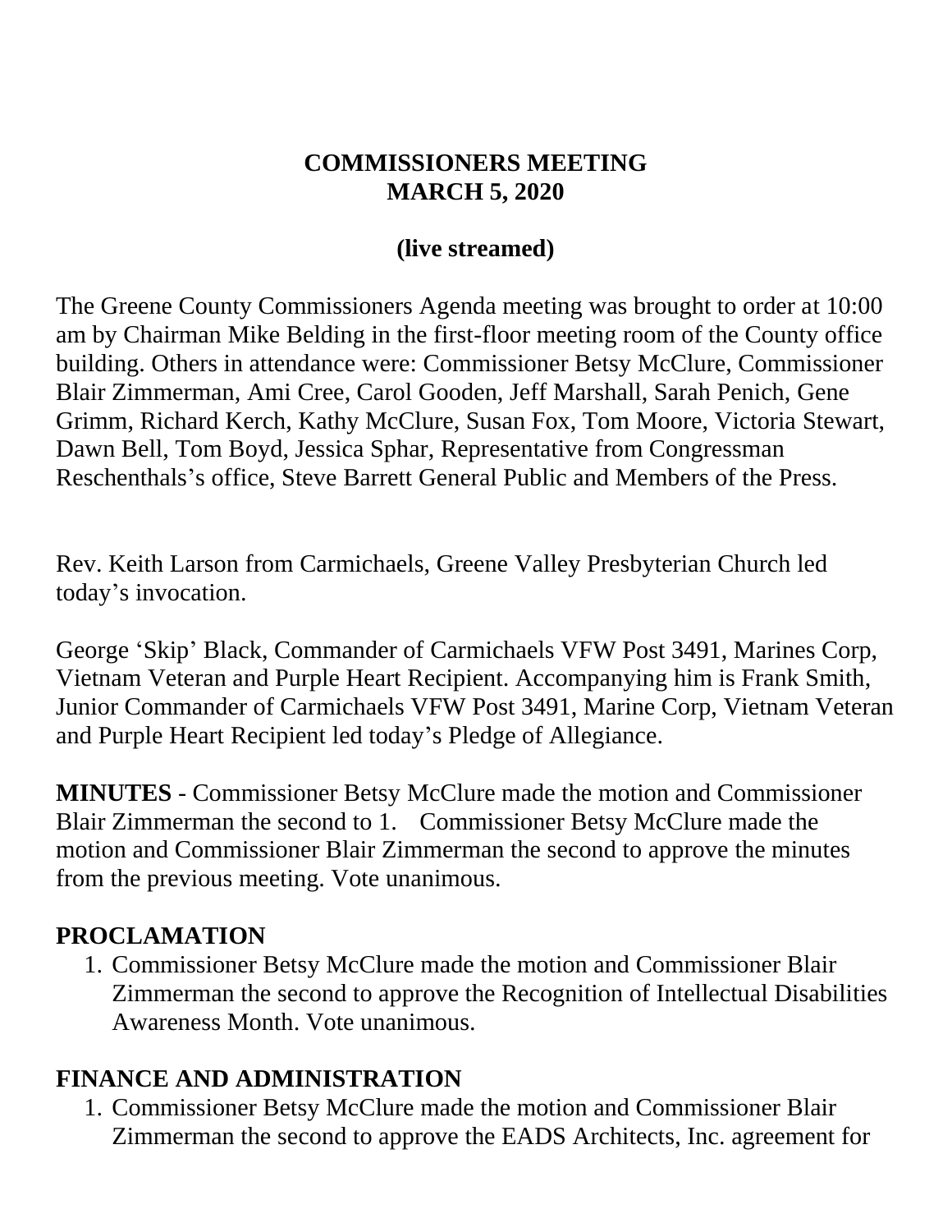# COMMISSIONERS MEETING
# MARCH 5, 2020

## (live streamed)

The Greene County Commissioners Agenda meeting was brought to order at 10:00 am by Chairman Mike Belding in the first-floor meeting room of the County office building. Others in attendance were: Commissioner Betsy McClure, Commissioner Blair Zimmerman, Ami Cree, Carol Gooden, Jeff Marshall, Sarah Penich, Gene Grimm, Richard Kerch, Kathy McClure, Susan Fox, Tom Moore, Victoria Stewart, Dawn Bell, Tom Boyd, Jessica Sphar, Representative from Congressman Reschenthals's office, Steve Barrett General Public and Members of the Press.

Rev. Keith Larson from Carmichaels, Greene Valley Presbyterian Church led today's invocation.

George 'Skip' Black, Commander of Carmichaels VFW Post 3491, Marines Corp, Vietnam Veteran and Purple Heart Recipient. Accompanying him is Frank Smith, Junior Commander of Carmichaels VFW Post 3491, Marine Corp, Vietnam Veteran and Purple Heart Recipient led today's Pledge of Allegiance.

**MINUTES** - Commissioner Betsy McClure made the motion and Commissioner Blair Zimmerman the second to 1. Commissioner Betsy McClure made the motion and Commissioner Blair Zimmerman the second to approve the minutes from the previous meeting. Vote unanimous.

## PROCLAMATION

1. Commissioner Betsy McClure made the motion and Commissioner Blair Zimmerman the second to approve the Recognition of Intellectual Disabilities Awareness Month. Vote unanimous.

## FINANCE AND ADMINISTRATION

1. Commissioner Betsy McClure made the motion and Commissioner Blair Zimmerman the second to approve the EADS Architects, Inc. agreement for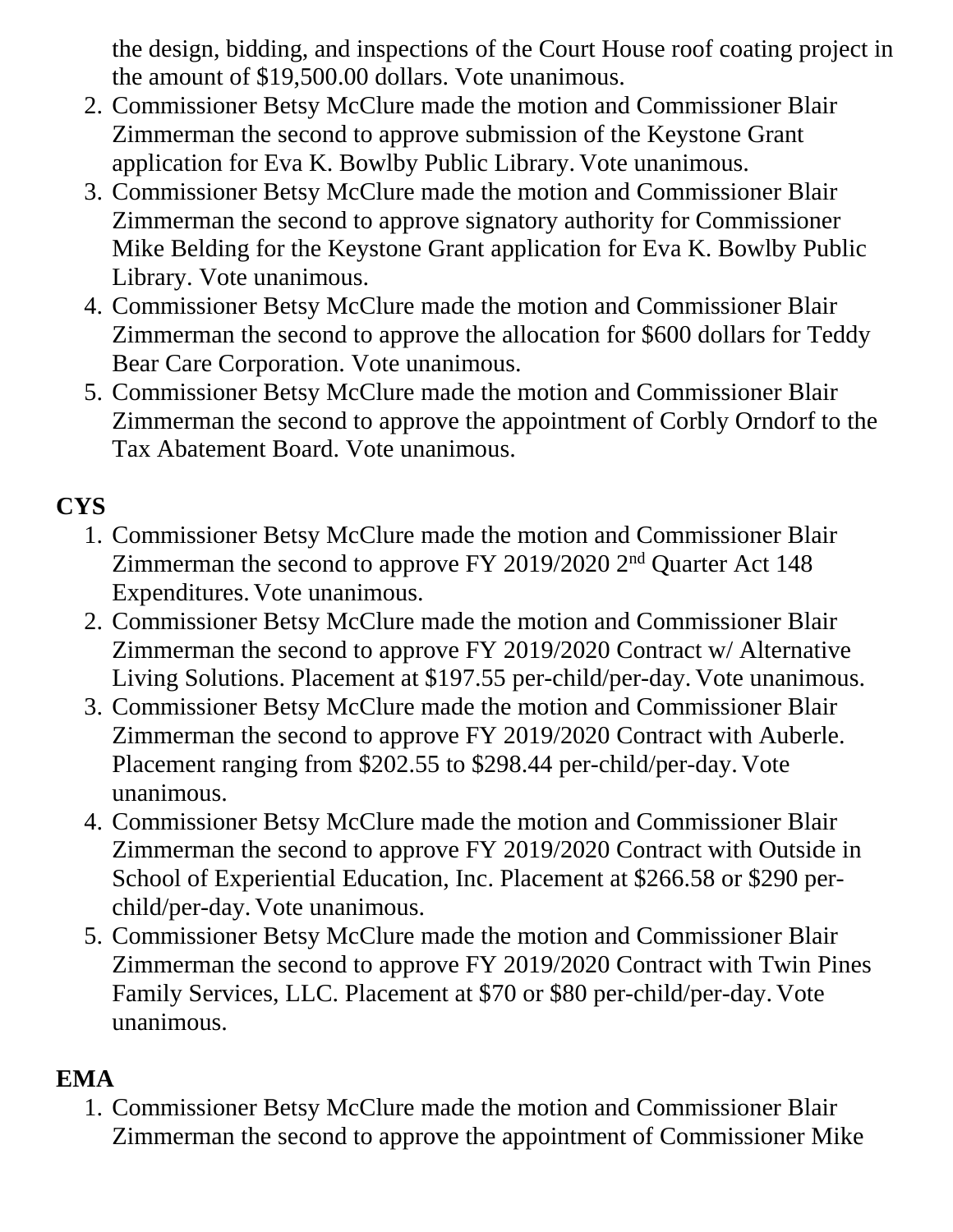the design, bidding, and inspections of the Court House roof coating project in the amount of $19,500.00 dollars. Vote unanimous.

2. Commissioner Betsy McClure made the motion and Commissioner Blair Zimmerman the second to approve submission of the Keystone Grant application for Eva K. Bowlby Public Library. Vote unanimous.
3. Commissioner Betsy McClure made the motion and Commissioner Blair Zimmerman the second to approve signatory authority for Commissioner Mike Belding for the Keystone Grant application for Eva K. Bowlby Public Library. Vote unanimous.
4. Commissioner Betsy McClure made the motion and Commissioner Blair Zimmerman the second to approve the allocation for $600 dollars for Teddy Bear Care Corporation. Vote unanimous.
5. Commissioner Betsy McClure made the motion and Commissioner Blair Zimmerman the second to approve the appointment of Corbly Orndorf to the Tax Abatement Board. Vote unanimous.

**CYS**

1. Commissioner Betsy McClure made the motion and Commissioner Blair Zimmerman the second to approve FY 2019/2020 2nd Quarter Act 148 Expenditures. Vote unanimous.
2. Commissioner Betsy McClure made the motion and Commissioner Blair Zimmerman the second to approve FY 2019/2020 Contract w/ Alternative Living Solutions. Placement at $197.55 per-child/per-day. Vote unanimous.
3. Commissioner Betsy McClure made the motion and Commissioner Blair Zimmerman the second to approve FY 2019/2020 Contract with Auberle. Placement ranging from $202.55 to $298.44 per-child/per-day. Vote unanimous.
4. Commissioner Betsy McClure made the motion and Commissioner Blair Zimmerman the second to approve FY 2019/2020 Contract with Outside in School of Experiential Education, Inc. Placement at $266.58 or $290 per-child/per-day. Vote unanimous.
5. Commissioner Betsy McClure made the motion and Commissioner Blair Zimmerman the second to approve FY 2019/2020 Contract with Twin Pines Family Services, LLC. Placement at $70 or $80 per-child/per-day. Vote unanimous.

**EMA**

1. Commissioner Betsy McClure made the motion and Commissioner Blair Zimmerman the second to approve the appointment of Commissioner Mike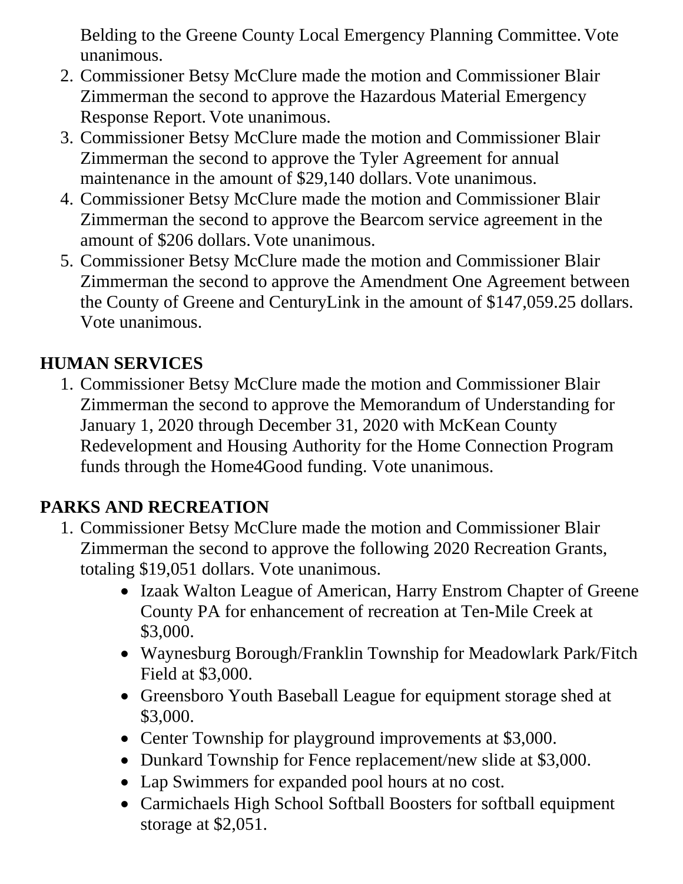Belding to the Greene County Local Emergency Planning Committee. Vote unanimous.

2. Commissioner Betsy McClure made the motion and Commissioner Blair Zimmerman the second to approve the Hazardous Material Emergency Response Report. Vote unanimous.
3. Commissioner Betsy McClure made the motion and Commissioner Blair Zimmerman the second to approve the Tyler Agreement for annual maintenance in the amount of $29,140 dollars. Vote unanimous.
4. Commissioner Betsy McClure made the motion and Commissioner Blair Zimmerman the second to approve the Bearcom service agreement in the amount of $206 dollars. Vote unanimous.
5. Commissioner Betsy McClure made the motion and Commissioner Blair Zimmerman the second to approve the Amendment One Agreement between the County of Greene and CenturyLink in the amount of $147,059.25 dollars. Vote unanimous.

## HUMAN SERVICES

1. Commissioner Betsy McClure made the motion and Commissioner Blair Zimmerman the second to approve the Memorandum of Understanding for January 1, 2020 through December 31, 2020 with McKean County Redevelopment and Housing Authority for the Home Connection Program funds through the Home4Good funding. Vote unanimous.

## PARKS AND RECREATION

1. Commissioner Betsy McClure made the motion and Commissioner Blair Zimmerman the second to approve the following 2020 Recreation Grants, totaling $19,051 dollars. Vote unanimous.
    - Izaak Walton League of American, Harry Enstrom Chapter of Greene County PA for enhancement of recreation at Ten-Mile Creek at $3,000.
    - Waynesburg Borough/Franklin Township for Meadowlark Park/Fitch Field at $3,000.
    - Greensboro Youth Baseball League for equipment storage shed at $3,000.
    - Center Township for playground improvements at $3,000.
    - Dunkard Township for Fence replacement/new slide at $3,000.
    - Lap Swimmers for expanded pool hours at no cost.
    - Carmichaels High School Softball Boosters for softball equipment storage at $2,051.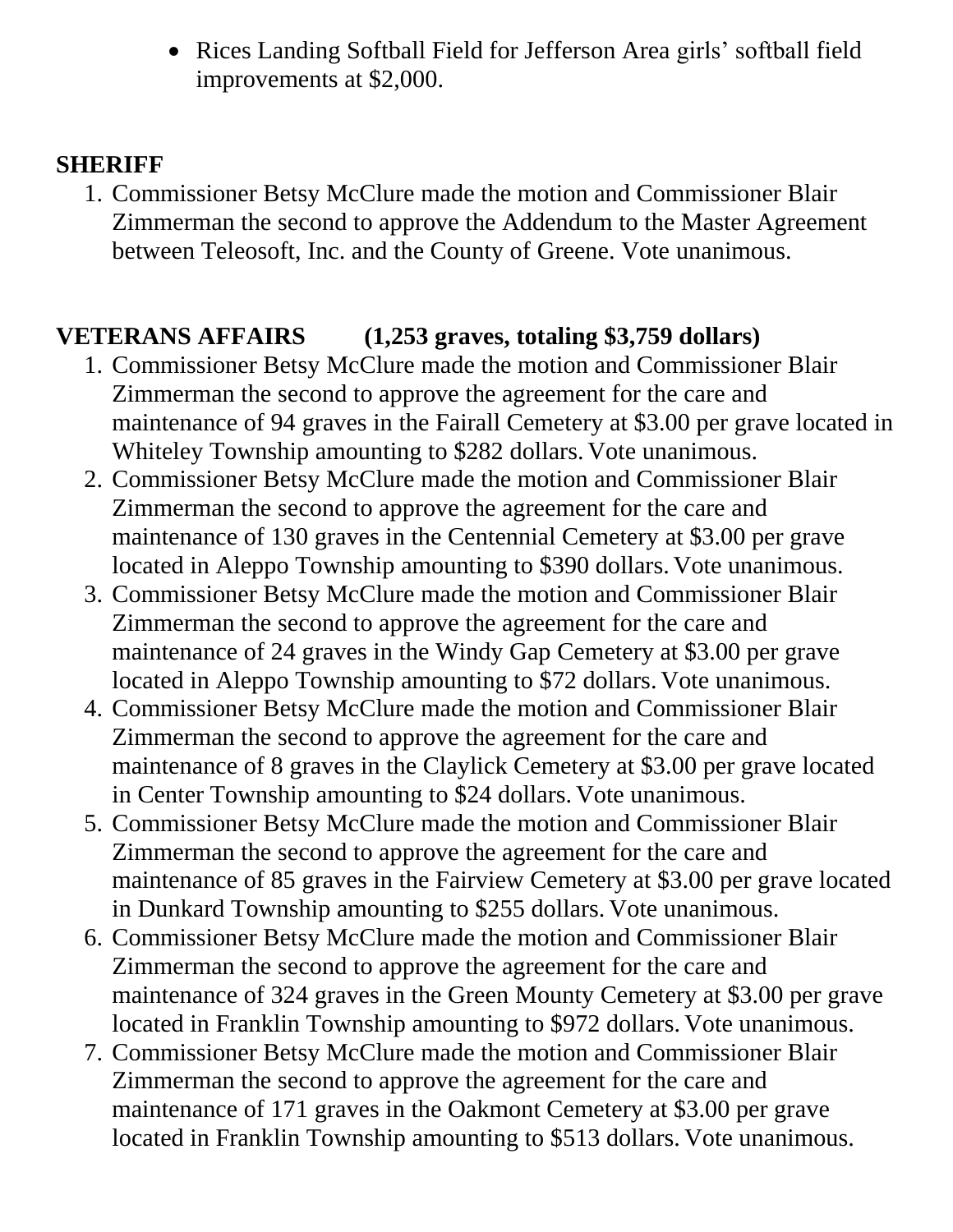- Rices Landing Softball Field for Jefferson Area girls' softball field improvements at $2,000.

**SHERIFF**

1. Commissioner Betsy McClure made the motion and Commissioner Blair Zimmerman the second to approve the Addendum to the Master Agreement between Teleosoft, Inc. and the County of Greene. Vote unanimous.

**VETERANS AFFAIRS (1,253 graves, totaling $3,759 dollars)**

1. Commissioner Betsy McClure made the motion and Commissioner Blair Zimmerman the second to approve the agreement for the care and maintenance of 94 graves in the Fairall Cemetery at $3.00 per grave located in Whiteley Township amounting to $282 dollars. Vote unanimous.
2. Commissioner Betsy McClure made the motion and Commissioner Blair Zimmerman the second to approve the agreement for the care and maintenance of 130 graves in the Centennial Cemetery at $3.00 per grave located in Aleppo Township amounting to $390 dollars. Vote unanimous.
3. Commissioner Betsy McClure made the motion and Commissioner Blair Zimmerman the second to approve the agreement for the care and maintenance of 24 graves in the Windy Gap Cemetery at $3.00 per grave located in Aleppo Township amounting to $72 dollars. Vote unanimous.
4. Commissioner Betsy McClure made the motion and Commissioner Blair Zimmerman the second to approve the agreement for the care and maintenance of 8 graves in the Claylick Cemetery at $3.00 per grave located in Center Township amounting to $24 dollars. Vote unanimous.
5. Commissioner Betsy McClure made the motion and Commissioner Blair Zimmerman the second to approve the agreement for the care and maintenance of 85 graves in the Fairview Cemetery at $3.00 per grave located in Dunkard Township amounting to $255 dollars. Vote unanimous.
6. Commissioner Betsy McClure made the motion and Commissioner Blair Zimmerman the second to approve the agreement for the care and maintenance of 324 graves in the Green Mounty Cemetery at $3.00 per grave located in Franklin Township amounting to $972 dollars. Vote unanimous.
7. Commissioner Betsy McClure made the motion and Commissioner Blair Zimmerman the second to approve the agreement for the care and maintenance of 171 graves in the Oakmont Cemetery at $3.00 per grave located in Franklin Township amounting to $513 dollars. Vote unanimous.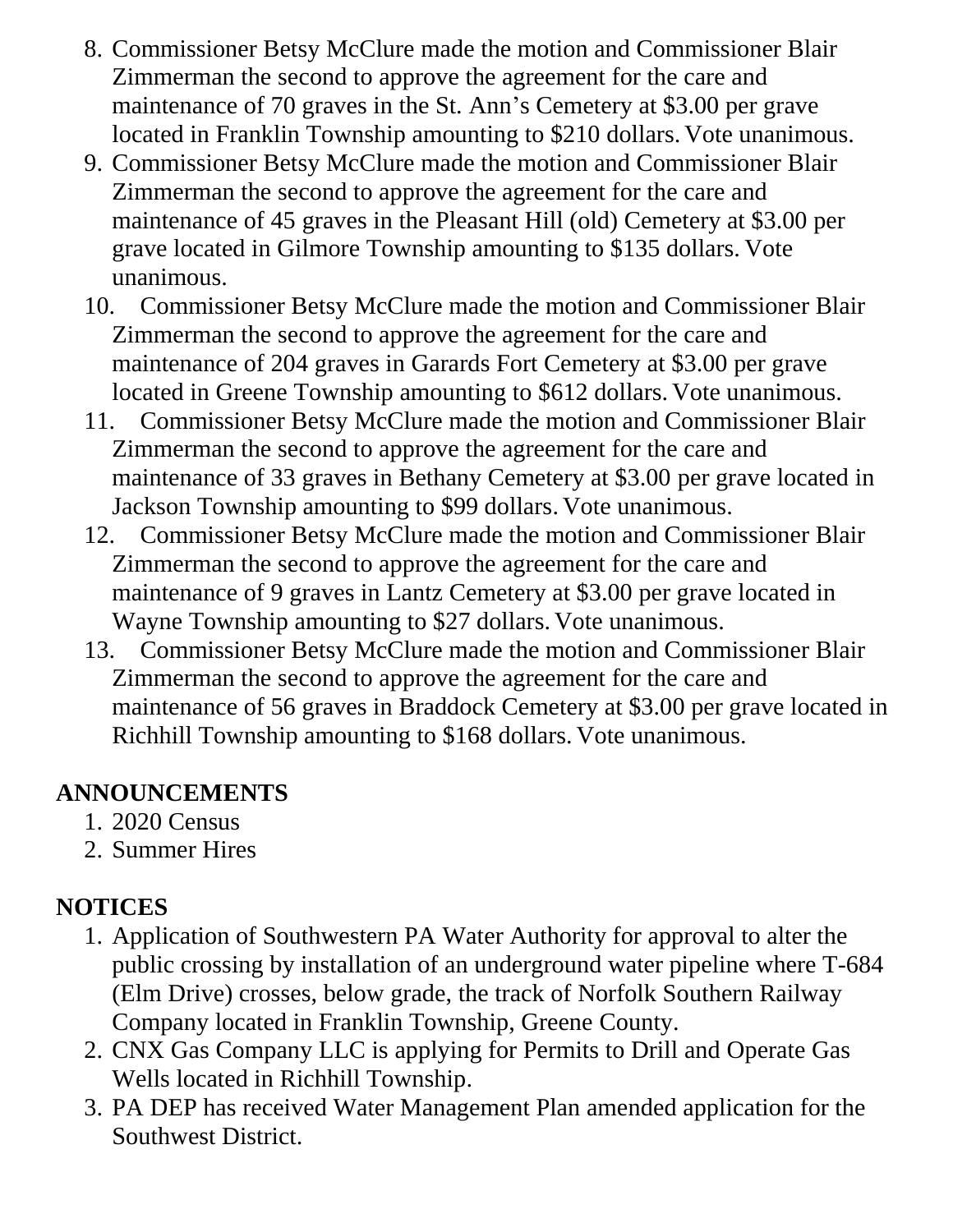8. Commissioner Betsy McClure made the motion and Commissioner Blair Zimmerman the second to approve the agreement for the care and maintenance of 70 graves in the St. Ann's Cemetery at $3.00 per grave located in Franklin Township amounting to $210 dollars. Vote unanimous.
9. Commissioner Betsy McClure made the motion and Commissioner Blair Zimmerman the second to approve the agreement for the care and maintenance of 45 graves in the Pleasant Hill (old) Cemetery at $3.00 per grave located in Gilmore Township amounting to $135 dollars. Vote unanimous.
10. Commissioner Betsy McClure made the motion and Commissioner Blair Zimmerman the second to approve the agreement for the care and maintenance of 204 graves in Garards Fort Cemetery at $3.00 per grave located in Greene Township amounting to $612 dollars. Vote unanimous.
11. Commissioner Betsy McClure made the motion and Commissioner Blair Zimmerman the second to approve the agreement for the care and maintenance of 33 graves in Bethany Cemetery at $3.00 per grave located in Jackson Township amounting to $99 dollars. Vote unanimous.
12. Commissioner Betsy McClure made the motion and Commissioner Blair Zimmerman the second to approve the agreement for the care and maintenance of 9 graves in Lantz Cemetery at $3.00 per grave located in Wayne Township amounting to $27 dollars. Vote unanimous.
13. Commissioner Betsy McClure made the motion and Commissioner Blair Zimmerman the second to approve the agreement for the care and maintenance of 56 graves in Braddock Cemetery at $3.00 per grave located in Richhill Township amounting to $168 dollars. Vote unanimous.

## ANNOUNCEMENTS

1. 2020 Census
2. Summer Hires

## NOTICES

1. Application of Southwestern PA Water Authority for approval to alter the public crossing by installation of an underground water pipeline where T-684 (Elm Drive) crosses, below grade, the track of Norfolk Southern Railway Company located in Franklin Township, Greene County.
2. CNX Gas Company LLC is applying for Permits to Drill and Operate Gas Wells located in Richhill Township.
3. PA DEP has received Water Management Plan amended application for the Southwest District.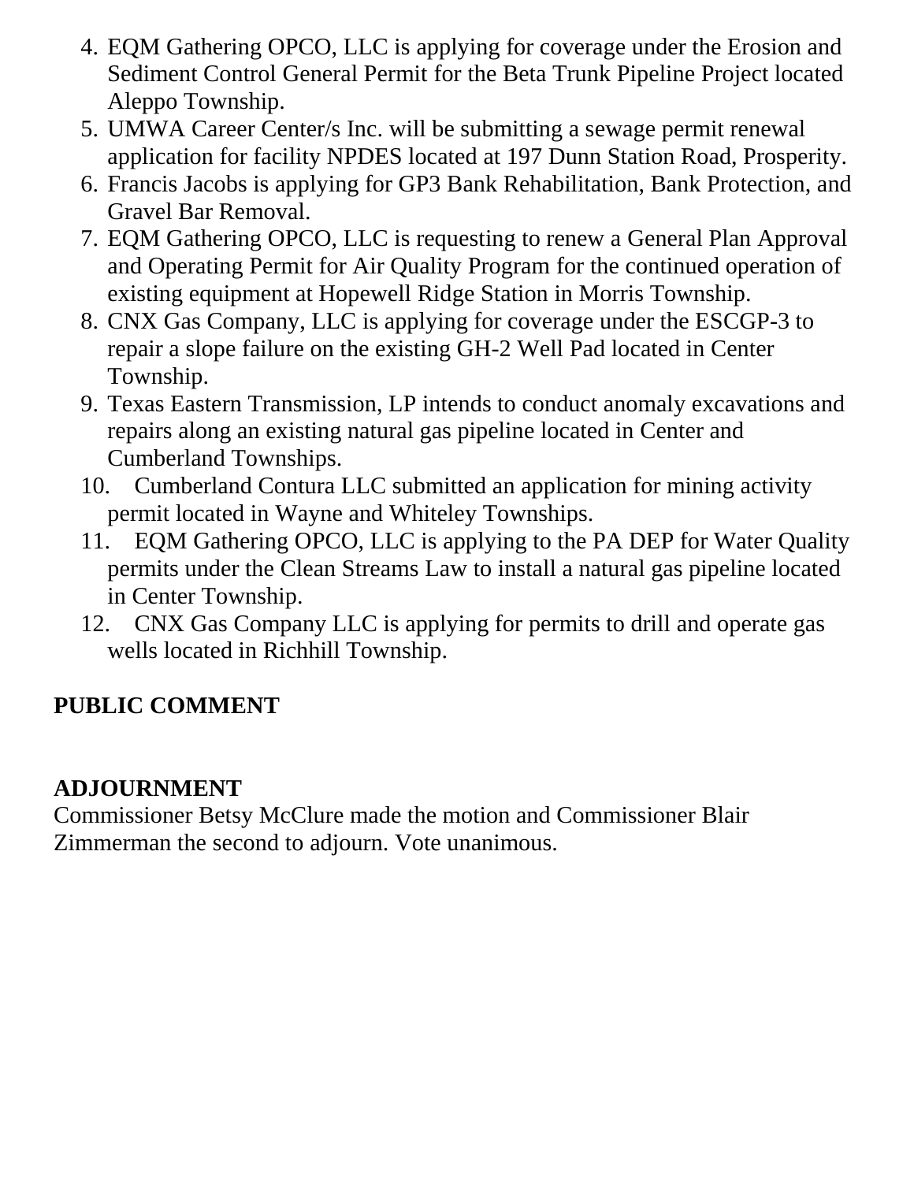4. EQM Gathering OPCO, LLC is applying for coverage under the Erosion and Sediment Control General Permit for the Beta Trunk Pipeline Project located Aleppo Township.
5. UMWA Career Center/s Inc. will be submitting a sewage permit renewal application for facility NPDES located at 197 Dunn Station Road, Prosperity.
6. Francis Jacobs is applying for GP3 Bank Rehabilitation, Bank Protection, and Gravel Bar Removal.
7. EQM Gathering OPCO, LLC is requesting to renew a General Plan Approval and Operating Permit for Air Quality Program for the continued operation of existing equipment at Hopewell Ridge Station in Morris Township.
8. CNX Gas Company, LLC is applying for coverage under the ESCGP-3 to repair a slope failure on the existing GH-2 Well Pad located in Center Township.
9. Texas Eastern Transmission, LP intends to conduct anomaly excavations and repairs along an existing natural gas pipeline located in Center and Cumberland Townships.
10. Cumberland Contura LLC submitted an application for mining activity permit located in Wayne and Whiteley Townships.
11. EQM Gathering OPCO, LLC is applying to the PA DEP for Water Quality permits under the Clean Streams Law to install a natural gas pipeline located in Center Township.
12. CNX Gas Company LLC is applying for permits to drill and operate gas wells located in Richhill Township.

**PUBLIC COMMENT**

**ADJOURNMENT**

Commissioner Betsy McClure made the motion and Commissioner Blair Zimmerman the second to adjourn. Vote unanimous.